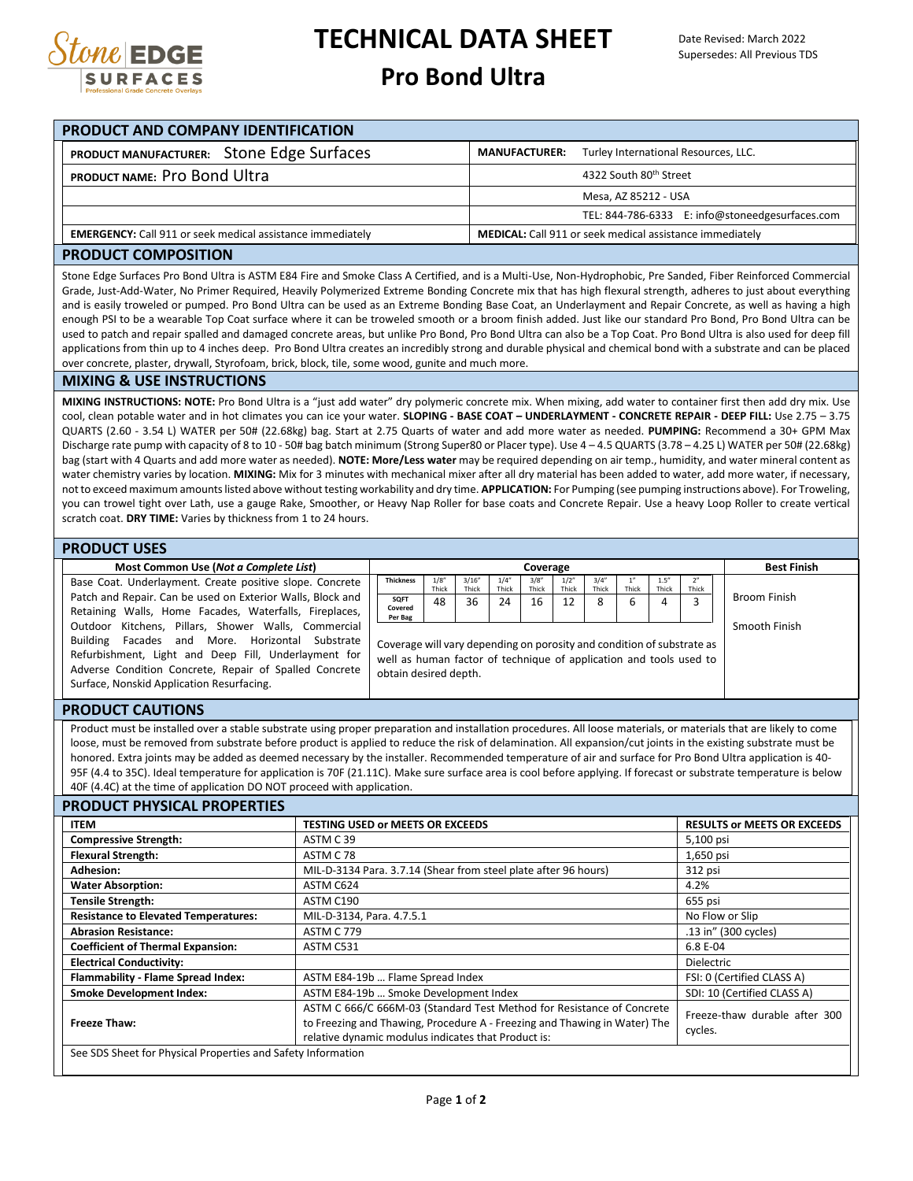# TECHNICAL DATA SHEET

# Pro Bond Ultra

Date Revised: March 2022
Supersedes: All Previous TDS

## PRODUCT AND COMPANY IDENTIFICATION

| | |
|---|---|
| **PRODUCT MANUFACTURER:** Stone Edge Surfaces | **MANUFACTURER:** Turley International Resources, LLC. |
| **PRODUCT NAME:** Pro Bond Ultra | 4322 South 80th Street |
| | Mesa, AZ 85212 - USA |
| | TEL: 844-786-6333 E: info@stoneedgesurfaces.com |
| **EMERGENCY:** Call 911 or seek medical assistance immediately | **MEDICAL:** Call 911 or seek medical assistance immediately |

## PRODUCT COMPOSITION

Stone Edge Surfaces Pro Bond Ultra is ASTM E84 Fire and Smoke Class A Certified, and is a Multi-Use, Non-Hydrophobic, Pre Sanded, Fiber Reinforced Commercial Grade, Just-Add-Water, No Primer Required, Heavily Polymerized Extreme Bonding Concrete mix that has high flexural strength, adheres to just about everything and is easily troweled or pumped. Pro Bond Ultra can be used as an Extreme Bonding Base Coat, an Underlayment and Repair Concrete, as well as having a high enough PSI to be a wearable Top Coat surface where it can be troweled smooth or a broom finish added. Just like our standard Pro Bond, Pro Bond Ultra can be used to patch and repair spalled and damaged concrete areas, but unlike Pro Bond, Pro Bond Ultra can also be a Top Coat. Pro Bond Ultra is also used for deep fill applications from thin up to 4 inches deep. Pro Bond Ultra creates an incredibly strong and durable physical and chemical bond with a substrate and can be placed over concrete, plaster, drywall, Styrofoam, brick, block, tile, some wood, gunite and much more.

## MIXING & USE INSTRUCTIONS

**MIXING INSTRUCTIONS: NOTE:** Pro Bond Ultra is a "just add water" dry polymeric concrete mix. When mixing, add water to container first then add dry mix. Use cool, clean potable water and in hot climates you can ice your water. **SLOPING - BASE COAT – UNDERLAYMENT - CONCRETE REPAIR - DEEP FILL:** Use 2.75 – 3.75 QUARTS (2.60 - 3.54 L) WATER per 50# (22.68kg) bag. Start at 2.75 Quarts of water and add more water as needed. **PUMPING:** Recommend a 30+ GPM Max Discharge rate pump with capacity of 8 to 10 - 50# bag batch minimum (Strong Super80 or Placer type). Use 4 – 4.5 QUARTS (3.78 – 4.25 L) WATER per 50# (22.68kg) bag (start with 4 Quarts and add more water as needed). **NOTE: More/Less water** may be required depending on air temp., humidity, and water mineral content as water chemistry varies by location. **MIXING:** Mix for 3 minutes with mechanical mixer after all dry material has been added to water, add more water, if necessary, not to exceed maximum amounts listed above without testing workability and dry time. **APPLICATION:** For Pumping (see pumping instructions above). For Troweling, you can trowel tight over Lath, use a gauge Rake, Smoother, or Heavy Nap Roller for base coats and Concrete Repair. Use a heavy Loop Roller to create vertical scratch coat. **DRY TIME:** Varies by thickness from 1 to 24 hours.

## PRODUCT USES

**Most Common Use (*Not a Complete List*)**

Base Coat. Underlayment. Create positive slope. Concrete Patch and Repair. Can be used on Exterior Walls, Block and Retaining Walls, Home Facades, Waterfalls, Fireplaces, Outdoor Kitchens, Pillars, Shower Walls, Commercial Building Facades and More. Horizontal Substrate Refurbishment, Light and Deep Fill, Underlayment for Adverse Condition Concrete, Repair of Spalled Concrete Surface, Nonskid Application Resurfacing.

**Coverage**

| Thickness | 1/8" Thick | 3/16" Thick | 1/4" Thick | 3/8" Thick | 1/2" Thick | 3/4" Thick | 1" Thick | 1.5" Thick | 2" Thick |
|---|---|---|---|---|---|---|---|---|---|
| SQFT Covered Per Bag | 48 | 36 | 24 | 16 | 12 | 8 | 6 | 4 | 3 |

Coverage will vary depending on porosity and condition of substrate as well as human factor of technique of application and tools used to obtain desired depth.

**Best Finish**

Broom Finish

Smooth Finish

## PRODUCT CAUTIONS

Product must be installed over a stable substrate using proper preparation and installation procedures. All loose materials, or materials that are likely to come loose, must be removed from substrate before product is applied to reduce the risk of delamination. All expansion/cut joints in the existing substrate must be honored. Extra joints may be added as deemed necessary by the installer. Recommended temperature of air and surface for Pro Bond Ultra application is 40-95F (4.4 to 35C). Ideal temperature for application is 70F (21.11C). Make sure surface area is cool before applying. If forecast or substrate temperature is below 40F (4.4C) at the time of application DO NOT proceed with application.

## PRODUCT PHYSICAL PROPERTIES

| ITEM | TESTING USED or MEETS OR EXCEEDS | RESULTS or MEETS OR EXCEEDS |
|---|---|---|
| **Compressive Strength:** | ASTM C 39 | 5,100 psi |
| **Flexural Strength:** | ASTM C 78 | 1,650 psi |
| **Adhesion:** | MIL-D-3134 Para. 3.7.14 (Shear from steel plate after 96 hours) | 312 psi |
| **Water Absorption:** | ASTM C624 | 4.2% |
| **Tensile Strength:** | ASTM C190 | 655 psi |
| **Resistance to Elevated Temperatures:** | MIL-D-3134, Para. 4.7.5.1 | No Flow or Slip |
| **Abrasion Resistance:** | ASTM C 779 | .13 in" (300 cycles) |
| **Coefficient of Thermal Expansion:** | ASTM C531 | 6.8 E-04 |
| **Electrical Conductivity:** | | Dielectric |
| **Flammability - Flame Spread Index:** | ASTM E84-19b … Flame Spread Index | FSI: 0 (Certified CLASS A) |
| **Smoke Development Index:** | ASTM E84-19b … Smoke Development Index | SDI: 10 (Certified CLASS A) |
| **Freeze Thaw:** | ASTM C 666/C 666M-03 (Standard Test Method for Resistance of Concrete to Freezing and Thawing, Procedure A - Freezing and Thawing in Water) The relative dynamic modulus indicates that Product is: | Freeze-thaw durable after 300 cycles. |

See SDS Sheet for Physical Properties and Safety Information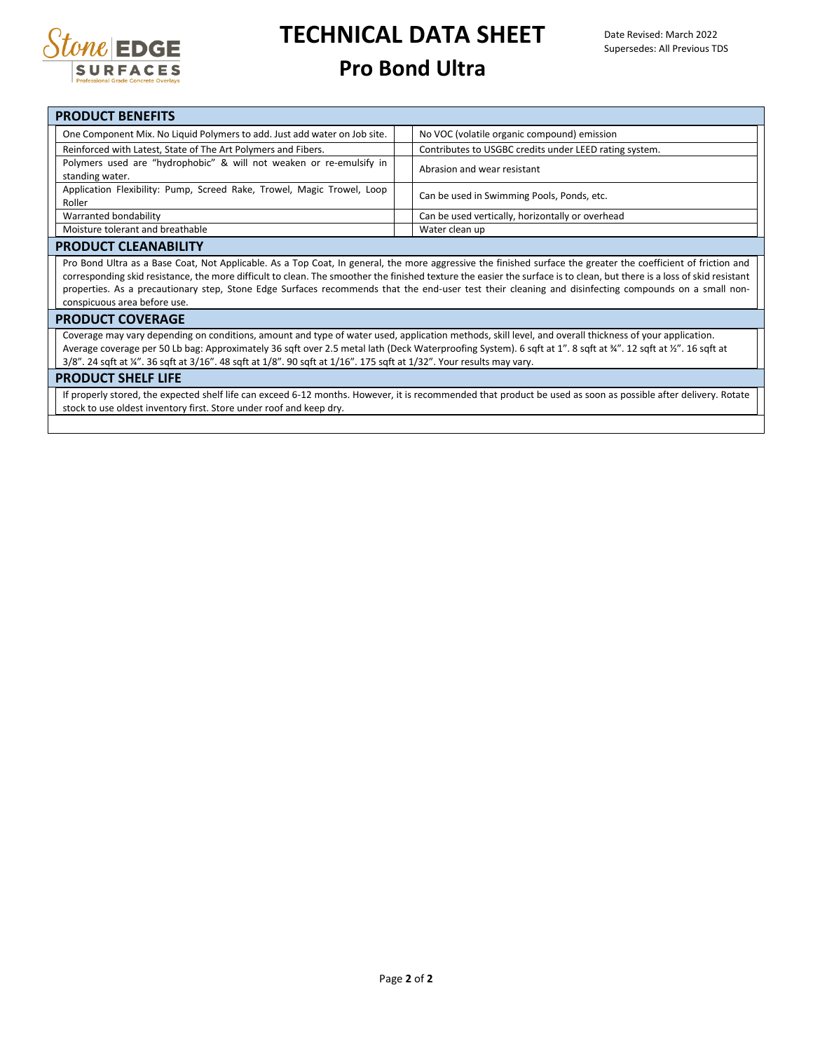# TECHNICAL DATA SHEET

## Pro Bond Ultra

Date Revised: March 2022
Supersedes: All Previous TDS

### PRODUCT BENEFITS

| | |
|---|---|
| One Component Mix. No Liquid Polymers to add. Just add water on Job site. | No VOC (volatile organic compound) emission |
| Reinforced with Latest, State of The Art Polymers and Fibers. | Contributes to USGBC credits under LEED rating system. |
| Polymers used are "hydrophobic" & will not weaken or re-emulsify in standing water. | Abrasion and wear resistant |
| Application Flexibility: Pump, Screed Rake, Trowel, Magic Trowel, Loop Roller | Can be used in Swimming Pools, Ponds, etc. |
| Warranted bondability | Can be used vertically, horizontally or overhead |
| Moisture tolerant and breathable | Water clean up |

### PRODUCT CLEANABILITY

Pro Bond Ultra as a Base Coat, Not Applicable. As a Top Coat, In general, the more aggressive the finished surface the greater the coefficient of friction and corresponding skid resistance, the more difficult to clean. The smoother the finished texture the easier the surface is to clean, but there is a loss of skid resistant properties. As a precautionary step, Stone Edge Surfaces recommends that the end-user test their cleaning and disinfecting compounds on a small non-conspicuous area before use.

### PRODUCT COVERAGE

Coverage may vary depending on conditions, amount and type of water used, application methods, skill level, and overall thickness of your application.
Average coverage per 50 Lb bag: Approximately 36 sqft over 2.5 metal lath (Deck Waterproofing System). 6 sqft at 1". 8 sqft at ¾". 12 sqft at ½". 16 sqft at 3/8". 24 sqft at ¼". 36 sqft at 3/16". 48 sqft at 1/8". 90 sqft at 1/16". 175 sqft at 1/32". Your results may vary.

### PRODUCT SHELF LIFE

If properly stored, the expected shelf life can exceed 6-12 months. However, it is recommended that product be used as soon as possible after delivery. Rotate stock to use oldest inventory first. Store under roof and keep dry.